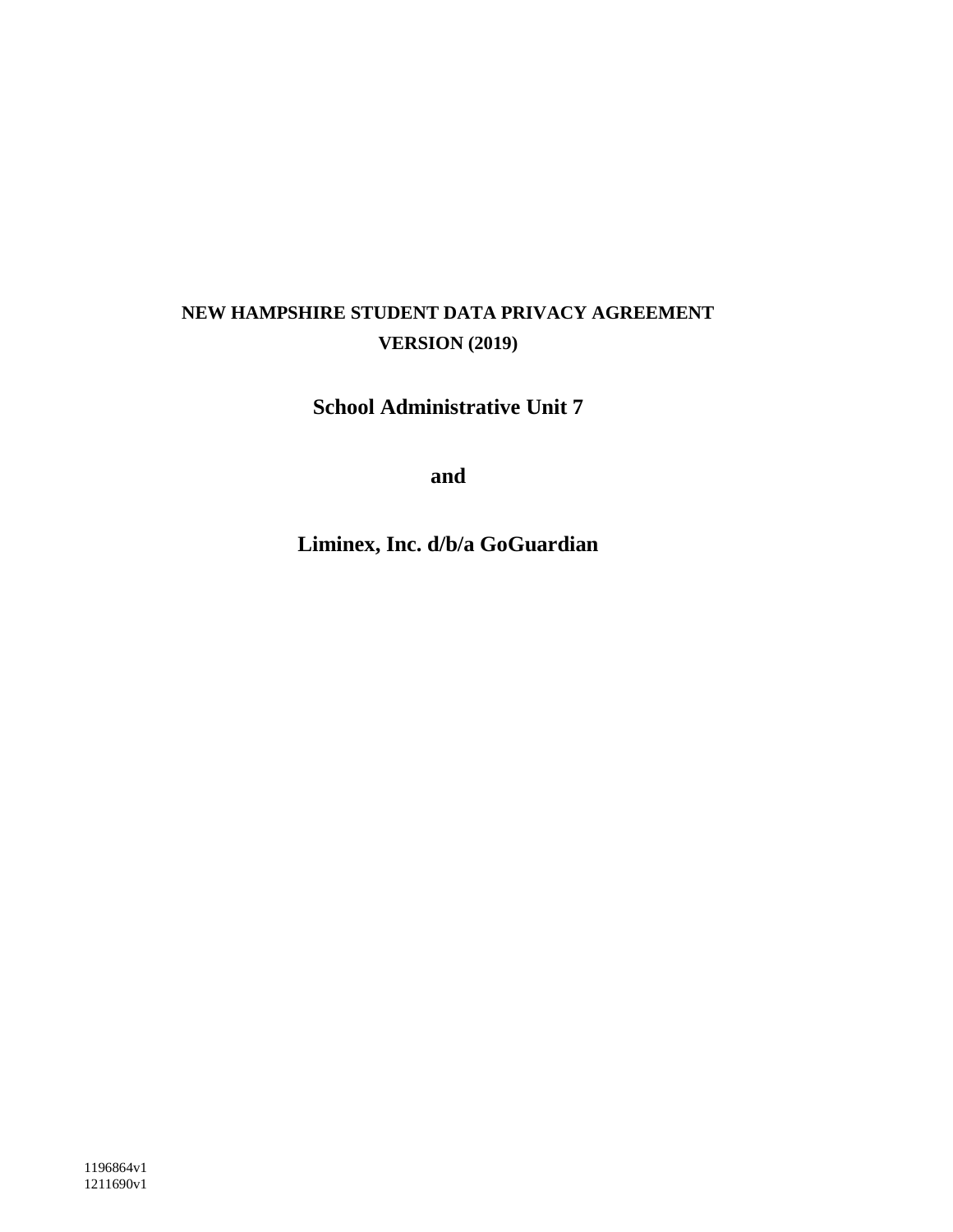**NEW HAMPSHIRE STUDENT DATA PRIVACY AGREEMENT**
**VERSION (2019)**

**School Administrative Unit 7**

**and**

**Liminex, Inc. d/b/a GoGuardian**

1196864v1
1211690v1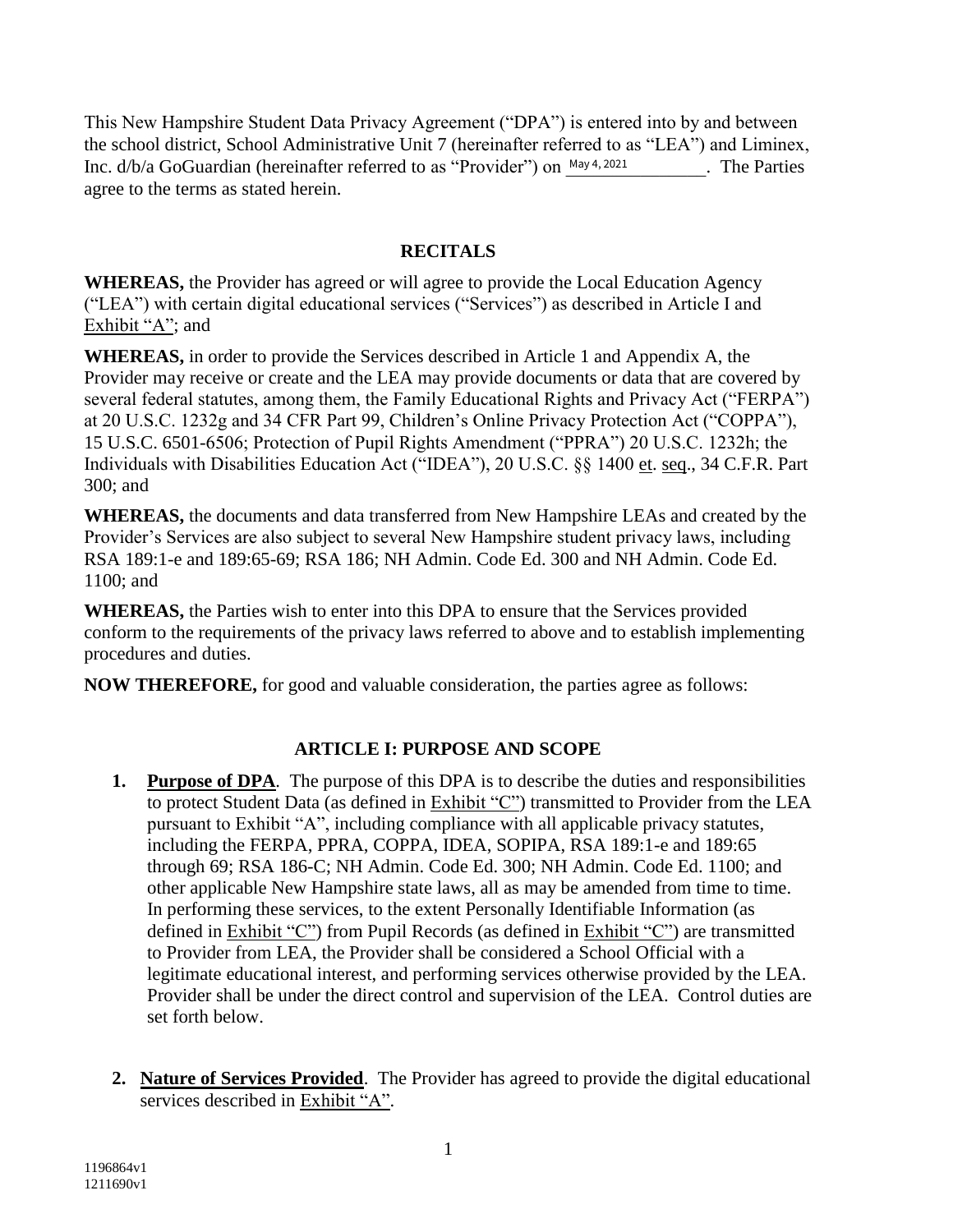This New Hampshire Student Data Privacy Agreement ("DPA") is entered into by and between the school district, School Administrative Unit 7 (hereinafter referred to as "LEA") and Liminex, Inc. d/b/a GoGuardian (hereinafter referred to as "Provider") on May 4, 2021. The Parties agree to the terms as stated herein.

## RECITALS

**WHEREAS,** the Provider has agreed or will agree to provide the Local Education Agency ("LEA") with certain digital educational services ("Services") as described in Article I and Exhibit "A"; and

**WHEREAS,** in order to provide the Services described in Article 1 and Appendix A, the Provider may receive or create and the LEA may provide documents or data that are covered by several federal statutes, among them, the Family Educational Rights and Privacy Act ("FERPA") at 20 U.S.C. 1232g and 34 CFR Part 99, Children's Online Privacy Protection Act ("COPPA"), 15 U.S.C. 6501-6506; Protection of Pupil Rights Amendment ("PPRA") 20 U.S.C. 1232h; the Individuals with Disabilities Education Act ("IDEA"), 20 U.S.C. §§ 1400 et. seq., 34 C.F.R. Part 300; and

**WHEREAS,** the documents and data transferred from New Hampshire LEAs and created by the Provider's Services are also subject to several New Hampshire student privacy laws, including RSA 189:1-e and 189:65-69; RSA 186; NH Admin. Code Ed. 300 and NH Admin. Code Ed. 1100; and

**WHEREAS,** the Parties wish to enter into this DPA to ensure that the Services provided conform to the requirements of the privacy laws referred to above and to establish implementing procedures and duties.

**NOW THEREFORE,** for good and valuable consideration, the parties agree as follows:

## ARTICLE I: PURPOSE AND SCOPE

1. **Purpose of DPA**. The purpose of this DPA is to describe the duties and responsibilities to protect Student Data (as defined in Exhibit "C") transmitted to Provider from the LEA pursuant to Exhibit "A", including compliance with all applicable privacy statutes, including the FERPA, PPRA, COPPA, IDEA, SOPIPA, RSA 189:1-e and 189:65 through 69; RSA 186-C; NH Admin. Code Ed. 300; NH Admin. Code Ed. 1100; and other applicable New Hampshire state laws, all as may be amended from time to time. In performing these services, to the extent Personally Identifiable Information (as defined in Exhibit "C") from Pupil Records (as defined in Exhibit "C") are transmitted to Provider from LEA, the Provider shall be considered a School Official with a legitimate educational interest, and performing services otherwise provided by the LEA. Provider shall be under the direct control and supervision of the LEA. Control duties are set forth below.

2. **Nature of Services Provided**. The Provider has agreed to provide the digital educational services described in Exhibit "A".

1196864v1
1211690v1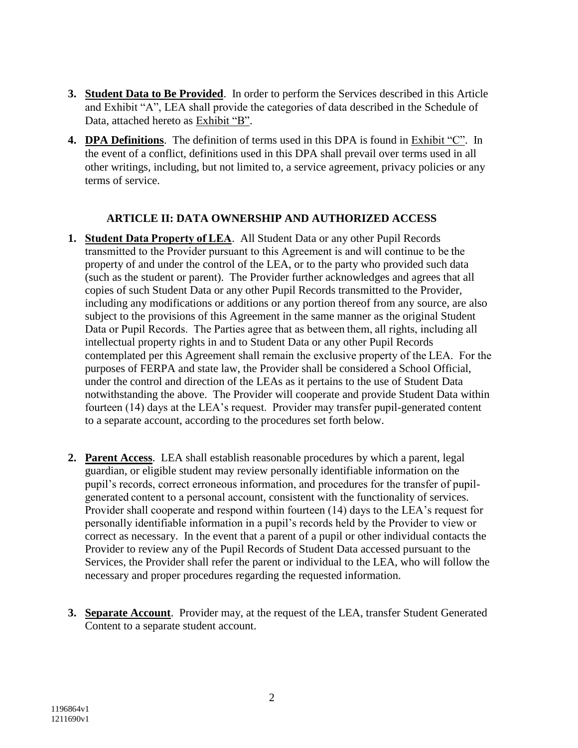3. **Student Data to Be Provided**. In order to perform the Services described in this Article and Exhibit "A", LEA shall provide the categories of data described in the Schedule of Data, attached hereto as Exhibit "B".

4. **DPA Definitions**. The definition of terms used in this DPA is found in Exhibit "C". In the event of a conflict, definitions used in this DPA shall prevail over terms used in all other writings, including, but not limited to, a service agreement, privacy policies or any terms of service.

## ARTICLE II: DATA OWNERSHIP AND AUTHORIZED ACCESS

1. **Student Data Property of LEA**. All Student Data or any other Pupil Records transmitted to the Provider pursuant to this Agreement is and will continue to be the property of and under the control of the LEA, or to the party who provided such data (such as the student or parent). The Provider further acknowledges and agrees that all copies of such Student Data or any other Pupil Records transmitted to the Provider, including any modifications or additions or any portion thereof from any source, are also subject to the provisions of this Agreement in the same manner as the original Student Data or Pupil Records. The Parties agree that as between them, all rights, including all intellectual property rights in and to Student Data or any other Pupil Records contemplated per this Agreement shall remain the exclusive property of the LEA. For the purposes of FERPA and state law, the Provider shall be considered a School Official, under the control and direction of the LEAs as it pertains to the use of Student Data notwithstanding the above. The Provider will cooperate and provide Student Data within fourteen (14) days at the LEA's request. Provider may transfer pupil-generated content to a separate account, according to the procedures set forth below.

2. **Parent Access**. LEA shall establish reasonable procedures by which a parent, legal guardian, or eligible student may review personally identifiable information on the pupil's records, correct erroneous information, and procedures for the transfer of pupil-generated content to a personal account, consistent with the functionality of services. Provider shall cooperate and respond within fourteen (14) days to the LEA's request for personally identifiable information in a pupil's records held by the Provider to view or correct as necessary. In the event that a parent of a pupil or other individual contacts the Provider to review any of the Pupil Records of Student Data accessed pursuant to the Services, the Provider shall refer the parent or individual to the LEA, who will follow the necessary and proper procedures regarding the requested information.

3. **Separate Account**. Provider may, at the request of the LEA, transfer Student Generated Content to a separate student account.

1196864v1
1211690v1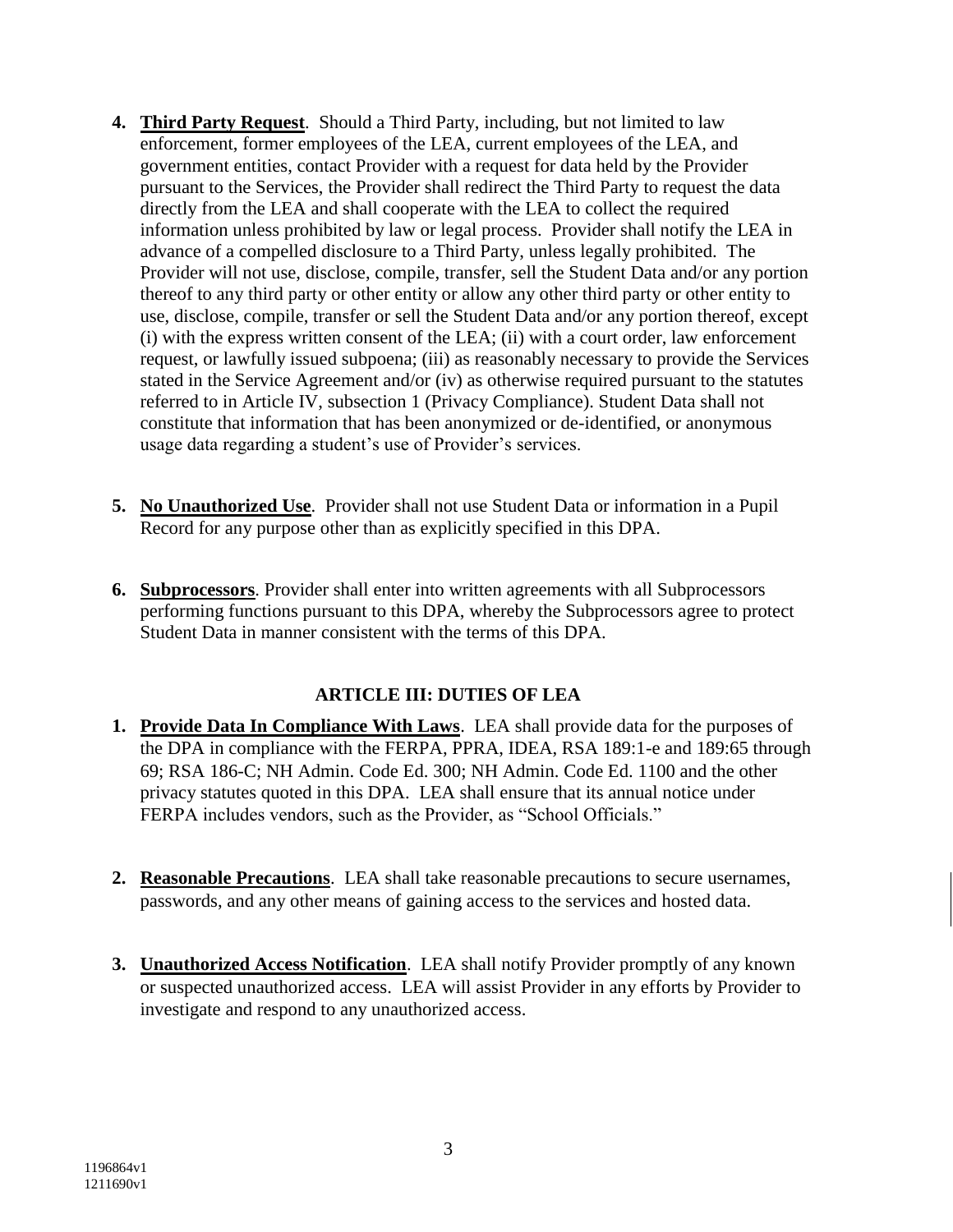4. **Third Party Request**. Should a Third Party, including, but not limited to law enforcement, former employees of the LEA, current employees of the LEA, and government entities, contact Provider with a request for data held by the Provider pursuant to the Services, the Provider shall redirect the Third Party to request the data directly from the LEA and shall cooperate with the LEA to collect the required information unless prohibited by law or legal process. Provider shall notify the LEA in advance of a compelled disclosure to a Third Party, unless legally prohibited. The Provider will not use, disclose, compile, transfer, sell the Student Data and/or any portion thereof to any third party or other entity or allow any other third party or other entity to use, disclose, compile, transfer or sell the Student Data and/or any portion thereof, except (i) with the express written consent of the LEA; (ii) with a court order, law enforcement request, or lawfully issued subpoena; (iii) as reasonably necessary to provide the Services stated in the Service Agreement and/or (iv) as otherwise required pursuant to the statutes referred to in Article IV, subsection 1 (Privacy Compliance). Student Data shall not constitute that information that has been anonymized or de-identified, or anonymous usage data regarding a student's use of Provider's services.

5. **No Unauthorized Use**. Provider shall not use Student Data or information in a Pupil Record for any purpose other than as explicitly specified in this DPA.

6. **Subprocessors**. Provider shall enter into written agreements with all Subprocessors performing functions pursuant to this DPA, whereby the Subprocessors agree to protect Student Data in manner consistent with the terms of this DPA.

## ARTICLE III: DUTIES OF LEA

1. **Provide Data In Compliance With Laws**. LEA shall provide data for the purposes of the DPA in compliance with the FERPA, PPRA, IDEA, RSA 189:1-e and 189:65 through 69; RSA 186-C; NH Admin. Code Ed. 300; NH Admin. Code Ed. 1100 and the other privacy statutes quoted in this DPA. LEA shall ensure that its annual notice under FERPA includes vendors, such as the Provider, as "School Officials."

2. **Reasonable Precautions**. LEA shall take reasonable precautions to secure usernames, passwords, and any other means of gaining access to the services and hosted data.

3. **Unauthorized Access Notification**. LEA shall notify Provider promptly of any known or suspected unauthorized access. LEA will assist Provider in any efforts by Provider to investigate and respond to any unauthorized access.

1196864v1
1211690v1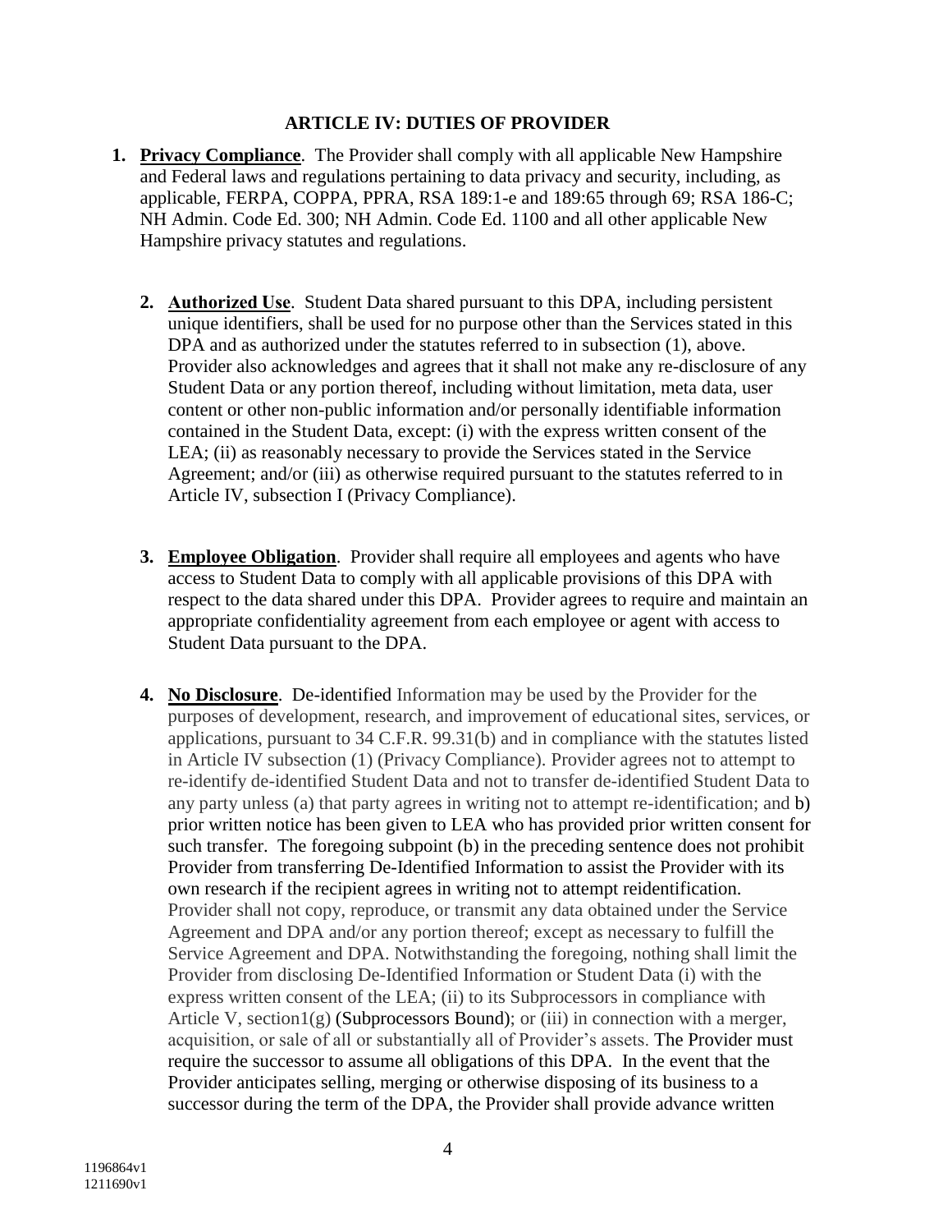## ARTICLE IV: DUTIES OF PROVIDER

1. **Privacy Compliance**. The Provider shall comply with all applicable New Hampshire and Federal laws and regulations pertaining to data privacy and security, including, as applicable, FERPA, COPPA, PPRA, RSA 189:1-e and 189:65 through 69; RSA 186-C; NH Admin. Code Ed. 300; NH Admin. Code Ed. 1100 and all other applicable New Hampshire privacy statutes and regulations.

2. **Authorized Use**. Student Data shared pursuant to this DPA, including persistent unique identifiers, shall be used for no purpose other than the Services stated in this DPA and as authorized under the statutes referred to in subsection (1), above. Provider also acknowledges and agrees that it shall not make any re-disclosure of any Student Data or any portion thereof, including without limitation, meta data, user content or other non-public information and/or personally identifiable information contained in the Student Data, except: (i) with the express written consent of the LEA; (ii) as reasonably necessary to provide the Services stated in the Service Agreement; and/or (iii) as otherwise required pursuant to the statutes referred to in Article IV, subsection I (Privacy Compliance).

3. **Employee Obligation**. Provider shall require all employees and agents who have access to Student Data to comply with all applicable provisions of this DPA with respect to the data shared under this DPA. Provider agrees to require and maintain an appropriate confidentiality agreement from each employee or agent with access to Student Data pursuant to the DPA.

4. **No Disclosure**. De-identified Information may be used by the Provider for the purposes of development, research, and improvement of educational sites, services, or applications, pursuant to 34 C.F.R. 99.31(b) and in compliance with the statutes listed in Article IV subsection (1) (Privacy Compliance). Provider agrees not to attempt to re-identify de-identified Student Data and not to transfer de-identified Student Data to any party unless (a) that party agrees in writing not to attempt re-identification; and b) prior written notice has been given to LEA who has provided prior written consent for such transfer. The foregoing subpoint (b) in the preceding sentence does not prohibit Provider from transferring De-Identified Information to assist the Provider with its own research if the recipient agrees in writing not to attempt reidentification. Provider shall not copy, reproduce, or transmit any data obtained under the Service Agreement and DPA and/or any portion thereof; except as necessary to fulfill the Service Agreement and DPA. Notwithstanding the foregoing, nothing shall limit the Provider from disclosing De-Identified Information or Student Data (i) with the express written consent of the LEA; (ii) to its Subprocessors in compliance with Article V, section1(g) (Subprocessors Bound); or (iii) in connection with a merger, acquisition, or sale of all or substantially all of Provider's assets. The Provider must require the successor to assume all obligations of this DPA. In the event that the Provider anticipates selling, merging or otherwise disposing of its business to a successor during the term of the DPA, the Provider shall provide advance written

1196864v1
1211690v1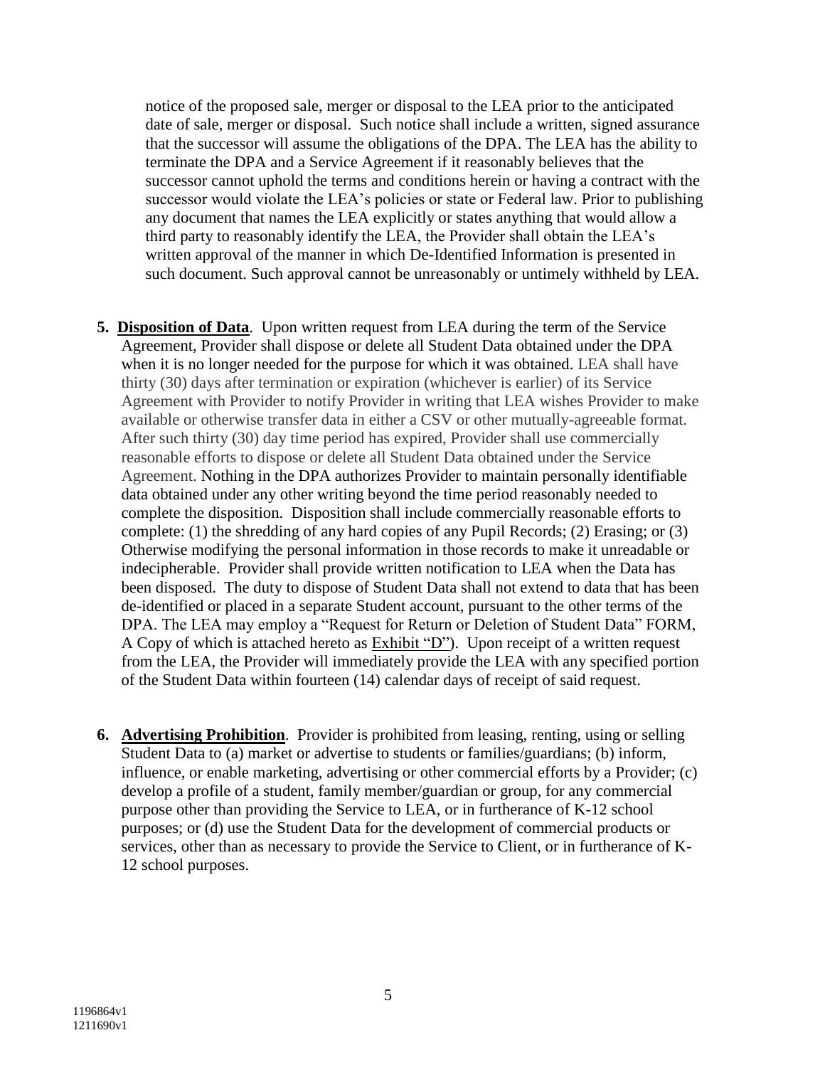notice of the proposed sale, merger or disposal to the LEA prior to the anticipated date of sale, merger or disposal. Such notice shall include a written, signed assurance that the successor will assume the obligations of the DPA. The LEA has the ability to terminate the DPA and a Service Agreement if it reasonably believes that the successor cannot uphold the terms and conditions herein or having a contract with the successor would violate the LEA's policies or state or Federal law. Prior to publishing any document that names the LEA explicitly or states anything that would allow a third party to reasonably identify the LEA, the Provider shall obtain the LEA's written approval of the manner in which De-Identified Information is presented in such document. Such approval cannot be unreasonably or untimely withheld by LEA.

5. **Disposition of Data**. Upon written request from LEA during the term of the Service Agreement, Provider shall dispose or delete all Student Data obtained under the DPA when it is no longer needed for the purpose for which it was obtained. LEA shall have thirty (30) days after termination or expiration (whichever is earlier) of its Service Agreement with Provider to notify Provider in writing that LEA wishes Provider to make available or otherwise transfer data in either a CSV or other mutually-agreeable format. After such thirty (30) day time period has expired, Provider shall use commercially reasonable efforts to dispose or delete all Student Data obtained under the Service Agreement. Nothing in the DPA authorizes Provider to maintain personally identifiable data obtained under any other writing beyond the time period reasonably needed to complete the disposition. Disposition shall include commercially reasonable efforts to complete: (1) the shredding of any hard copies of any Pupil Records; (2) Erasing; or (3) Otherwise modifying the personal information in those records to make it unreadable or indecipherable. Provider shall provide written notification to LEA when the Data has been disposed. The duty to dispose of Student Data shall not extend to data that has been de-identified or placed in a separate Student account, pursuant to the other terms of the DPA. The LEA may employ a "Request for Return or Deletion of Student Data" FORM, A Copy of which is attached hereto as Exhibit "D"). Upon receipt of a written request from the LEA, the Provider will immediately provide the LEA with any specified portion of the Student Data within fourteen (14) calendar days of receipt of said request.

6. **Advertising Prohibition**. Provider is prohibited from leasing, renting, using or selling Student Data to (a) market or advertise to students or families/guardians; (b) inform, influence, or enable marketing, advertising or other commercial efforts by a Provider; (c) develop a profile of a student, family member/guardian or group, for any commercial purpose other than providing the Service to LEA, or in furtherance of K-12 school purposes; or (d) use the Student Data for the development of commercial products or services, other than as necessary to provide the Service to Client, or in furtherance of K-12 school purposes.

1196864v1
1211690v1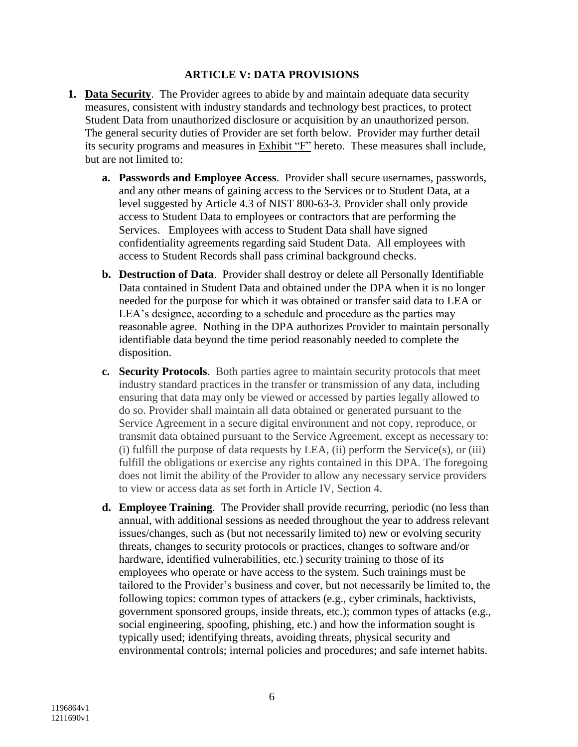## ARTICLE V: DATA PROVISIONS

1. **Data Security**. The Provider agrees to abide by and maintain adequate data security measures, consistent with industry standards and technology best practices, to protect Student Data from unauthorized disclosure or acquisition by an unauthorized person. The general security duties of Provider are set forth below. Provider may further detail its security programs and measures in Exhibit "F" hereto. These measures shall include, but are not limited to:

   a. **Passwords and Employee Access**. Provider shall secure usernames, passwords, and any other means of gaining access to the Services or to Student Data, at a level suggested by Article 4.3 of NIST 800-63-3. Provider shall only provide access to Student Data to employees or contractors that are performing the Services. Employees with access to Student Data shall have signed confidentiality agreements regarding said Student Data. All employees with access to Student Records shall pass criminal background checks.

   b. **Destruction of Data**. Provider shall destroy or delete all Personally Identifiable Data contained in Student Data and obtained under the DPA when it is no longer needed for the purpose for which it was obtained or transfer said data to LEA or LEA's designee, according to a schedule and procedure as the parties may reasonable agree. Nothing in the DPA authorizes Provider to maintain personally identifiable data beyond the time period reasonably needed to complete the disposition.

   c. **Security Protocols**. Both parties agree to maintain security protocols that meet industry standard practices in the transfer or transmission of any data, including ensuring that data may only be viewed or accessed by parties legally allowed to do so. Provider shall maintain all data obtained or generated pursuant to the Service Agreement in a secure digital environment and not copy, reproduce, or transmit data obtained pursuant to the Service Agreement, except as necessary to: (i) fulfill the purpose of data requests by LEA, (ii) perform the Service(s), or (iii) fulfill the obligations or exercise any rights contained in this DPA. The foregoing does not limit the ability of the Provider to allow any necessary service providers to view or access data as set forth in Article IV, Section 4.

   d. **Employee Training**. The Provider shall provide recurring, periodic (no less than annual, with additional sessions as needed throughout the year to address relevant issues/changes, such as (but not necessarily limited to) new or evolving security threats, changes to security protocols or practices, changes to software and/or hardware, identified vulnerabilities, etc.) security training to those of its employees who operate or have access to the system. Such trainings must be tailored to the Provider's business and cover, but not necessarily be limited to, the following topics: common types of attackers (e.g., cyber criminals, hacktivists, government sponsored groups, inside threats, etc.); common types of attacks (e.g., social engineering, spoofing, phishing, etc.) and how the information sought is typically used; identifying threats, avoiding threats, physical security and environmental controls; internal policies and procedures; and safe internet habits.

1196864v1
1211690v1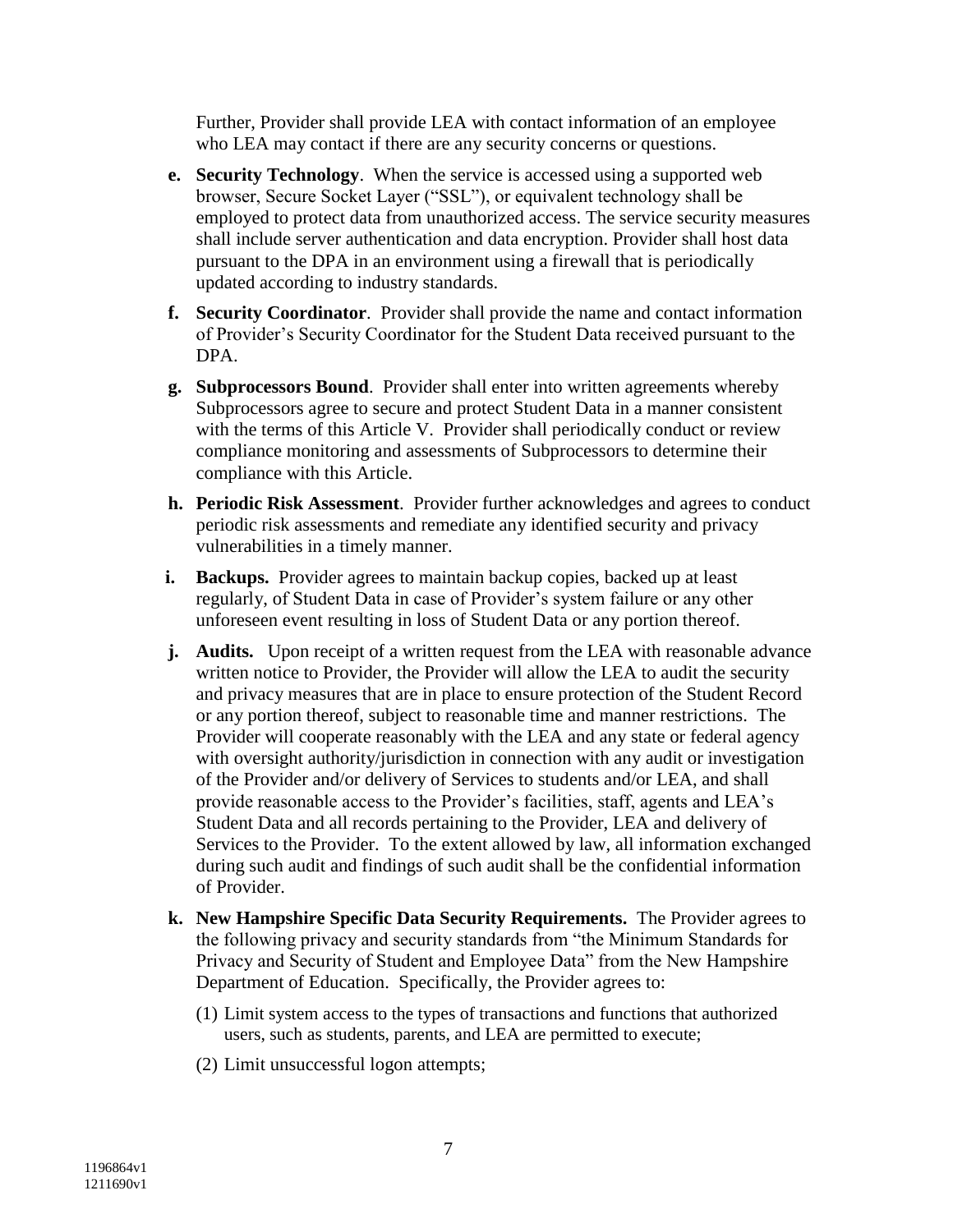Further, Provider shall provide LEA with contact information of an employee who LEA may contact if there are any security concerns or questions.

**e. Security Technology**. When the service is accessed using a supported web browser, Secure Socket Layer ("SSL"), or equivalent technology shall be employed to protect data from unauthorized access. The service security measures shall include server authentication and data encryption. Provider shall host data pursuant to the DPA in an environment using a firewall that is periodically updated according to industry standards.

**f. Security Coordinator**. Provider shall provide the name and contact information of Provider's Security Coordinator for the Student Data received pursuant to the DPA.

**g. Subprocessors Bound**. Provider shall enter into written agreements whereby Subprocessors agree to secure and protect Student Data in a manner consistent with the terms of this Article V. Provider shall periodically conduct or review compliance monitoring and assessments of Subprocessors to determine their compliance with this Article.

**h. Periodic Risk Assessment**. Provider further acknowledges and agrees to conduct periodic risk assessments and remediate any identified security and privacy vulnerabilities in a timely manner.

**i. Backups.** Provider agrees to maintain backup copies, backed up at least regularly, of Student Data in case of Provider's system failure or any other unforeseen event resulting in loss of Student Data or any portion thereof.

**j. Audits.** Upon receipt of a written request from the LEA with reasonable advance written notice to Provider, the Provider will allow the LEA to audit the security and privacy measures that are in place to ensure protection of the Student Record or any portion thereof, subject to reasonable time and manner restrictions. The Provider will cooperate reasonably with the LEA and any state or federal agency with oversight authority/jurisdiction in connection with any audit or investigation of the Provider and/or delivery of Services to students and/or LEA, and shall provide reasonable access to the Provider's facilities, staff, agents and LEA's Student Data and all records pertaining to the Provider, LEA and delivery of Services to the Provider. To the extent allowed by law, all information exchanged during such audit and findings of such audit shall be the confidential information of Provider.

**k. New Hampshire Specific Data Security Requirements.** The Provider agrees to the following privacy and security standards from "the Minimum Standards for Privacy and Security of Student and Employee Data" from the New Hampshire Department of Education. Specifically, the Provider agrees to:

(1) Limit system access to the types of transactions and functions that authorized users, such as students, parents, and LEA are permitted to execute;

(2) Limit unsuccessful logon attempts;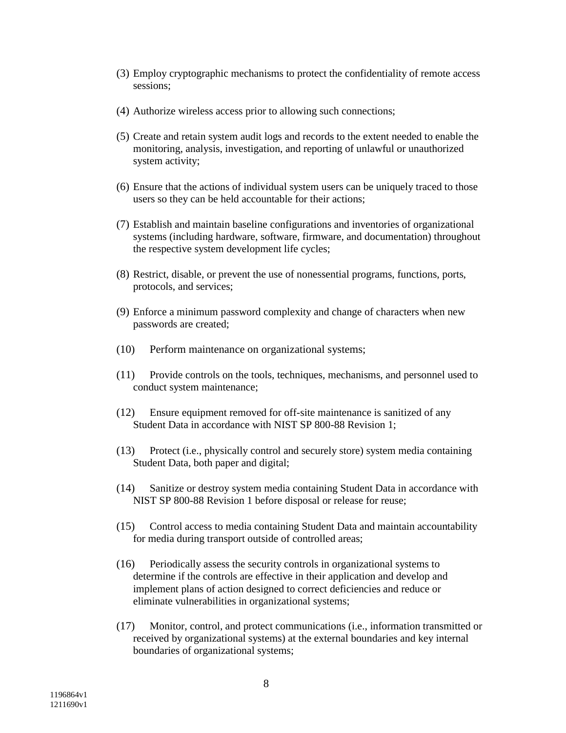(3) Employ cryptographic mechanisms to protect the confidentiality of remote access sessions;

(4) Authorize wireless access prior to allowing such connections;

(5) Create and retain system audit logs and records to the extent needed to enable the monitoring, analysis, investigation, and reporting of unlawful or unauthorized system activity;

(6) Ensure that the actions of individual system users can be uniquely traced to those users so they can be held accountable for their actions;

(7) Establish and maintain baseline configurations and inventories of organizational systems (including hardware, software, firmware, and documentation) throughout the respective system development life cycles;

(8) Restrict, disable, or prevent the use of nonessential programs, functions, ports, protocols, and services;

(9) Enforce a minimum password complexity and change of characters when new passwords are created;

(10) Perform maintenance on organizational systems;

(11) Provide controls on the tools, techniques, mechanisms, and personnel used to conduct system maintenance;

(12) Ensure equipment removed for off-site maintenance is sanitized of any Student Data in accordance with NIST SP 800-88 Revision 1;

(13) Protect (i.e., physically control and securely store) system media containing Student Data, both paper and digital;

(14) Sanitize or destroy system media containing Student Data in accordance with NIST SP 800-88 Revision 1 before disposal or release for reuse;

(15) Control access to media containing Student Data and maintain accountability for media during transport outside of controlled areas;

(16) Periodically assess the security controls in organizational systems to determine if the controls are effective in their application and develop and implement plans of action designed to correct deficiencies and reduce or eliminate vulnerabilities in organizational systems;

(17) Monitor, control, and protect communications (i.e., information transmitted or received by organizational systems) at the external boundaries and key internal boundaries of organizational systems;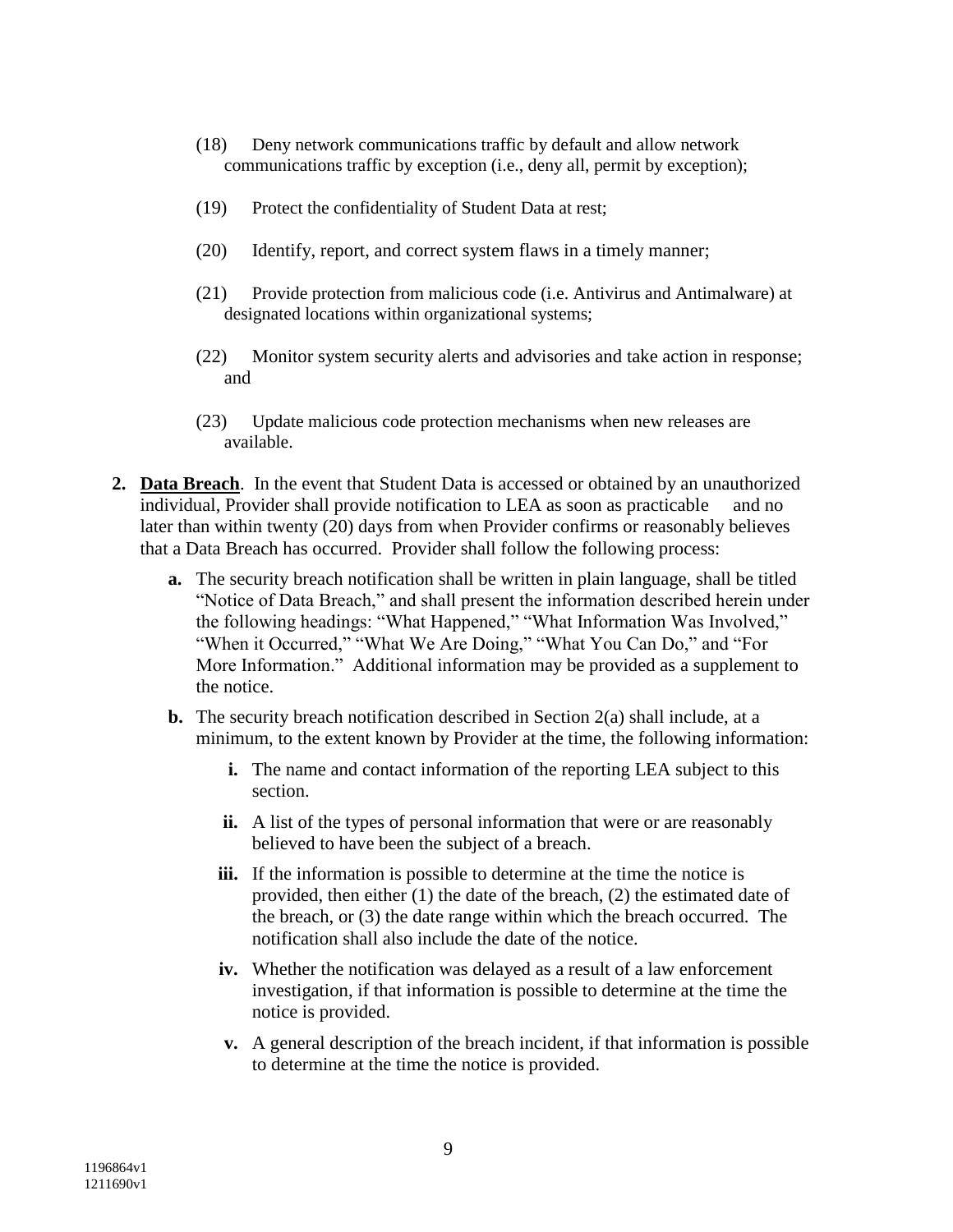(18) Deny network communications traffic by default and allow network communications traffic by exception (i.e., deny all, permit by exception);

(19) Protect the confidentiality of Student Data at rest;

(20) Identify, report, and correct system flaws in a timely manner;

(21) Provide protection from malicious code (i.e. Antivirus and Antimalware) at designated locations within organizational systems;

(22) Monitor system security alerts and advisories and take action in response; and

(23) Update malicious code protection mechanisms when new releases are available.

**2. <u>Data Breach</u>**. In the event that Student Data is accessed or obtained by an unauthorized individual, Provider shall provide notification to LEA as soon as practicable and no later than within twenty (20) days from when Provider confirms or reasonably believes that a Data Breach has occurred. Provider shall follow the following process:

- **a.** The security breach notification shall be written in plain language, shall be titled "Notice of Data Breach," and shall present the information described herein under the following headings: "What Happened," "What Information Was Involved," "When it Occurred," "What We Are Doing," "What You Can Do," and "For More Information." Additional information may be provided as a supplement to the notice.
- **b.** The security breach notification described in Section 2(a) shall include, at a minimum, to the extent known by Provider at the time, the following information:
  - **i.** The name and contact information of the reporting LEA subject to this section.
  - **ii.** A list of the types of personal information that were or are reasonably believed to have been the subject of a breach.
  - **iii.** If the information is possible to determine at the time the notice is provided, then either (1) the date of the breach, (2) the estimated date of the breach, or (3) the date range within which the breach occurred. The notification shall also include the date of the notice.
  - **iv.** Whether the notification was delayed as a result of a law enforcement investigation, if that information is possible to determine at the time the notice is provided.
  - **v.** A general description of the breach incident, if that information is possible to determine at the time the notice is provided.

1196864v1
1211690v1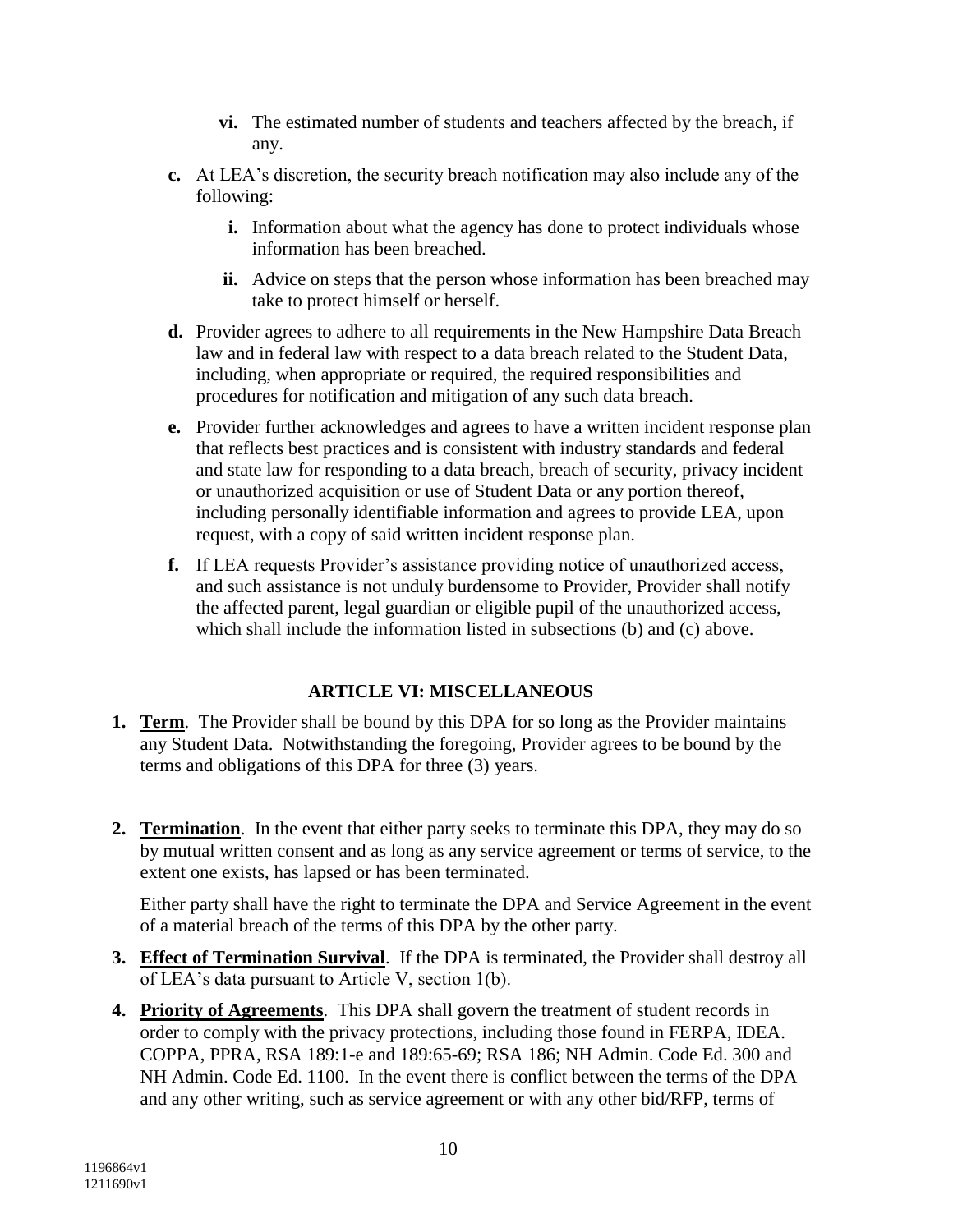vi. The estimated number of students and teachers affected by the breach, if any.

c. At LEA's discretion, the security breach notification may also include any of the following:

   i. Information about what the agency has done to protect individuals whose information has been breached.

   ii. Advice on steps that the person whose information has been breached may take to protect himself or herself.

d. Provider agrees to adhere to all requirements in the New Hampshire Data Breach law and in federal law with respect to a data breach related to the Student Data, including, when appropriate or required, the required responsibilities and procedures for notification and mitigation of any such data breach.

e. Provider further acknowledges and agrees to have a written incident response plan that reflects best practices and is consistent with industry standards and federal and state law for responding to a data breach, breach of security, privacy incident or unauthorized acquisition or use of Student Data or any portion thereof, including personally identifiable information and agrees to provide LEA, upon request, with a copy of said written incident response plan.

f. If LEA requests Provider's assistance providing notice of unauthorized access, and such assistance is not unduly burdensome to Provider, Provider shall notify the affected parent, legal guardian or eligible pupil of the unauthorized access, which shall include the information listed in subsections (b) and (c) above.

## ARTICLE VI: MISCELLANEOUS

1. **Term**. The Provider shall be bound by this DPA for so long as the Provider maintains any Student Data. Notwithstanding the foregoing, Provider agrees to be bound by the terms and obligations of this DPA for three (3) years.

2. **Termination**. In the event that either party seeks to terminate this DPA, they may do so by mutual written consent and as long as any service agreement or terms of service, to the extent one exists, has lapsed or has been terminated.

   Either party shall have the right to terminate the DPA and Service Agreement in the event of a material breach of the terms of this DPA by the other party.

3. **Effect of Termination Survival**. If the DPA is terminated, the Provider shall destroy all of LEA's data pursuant to Article V, section 1(b).

4. **Priority of Agreements**. This DPA shall govern the treatment of student records in order to comply with the privacy protections, including those found in FERPA, IDEA. COPPA, PPRA, RSA 189:1-e and 189:65-69; RSA 186; NH Admin. Code Ed. 300 and NH Admin. Code Ed. 1100. In the event there is conflict between the terms of the DPA and any other writing, such as service agreement or with any other bid/RFP, terms of

1196864v1
1211690v1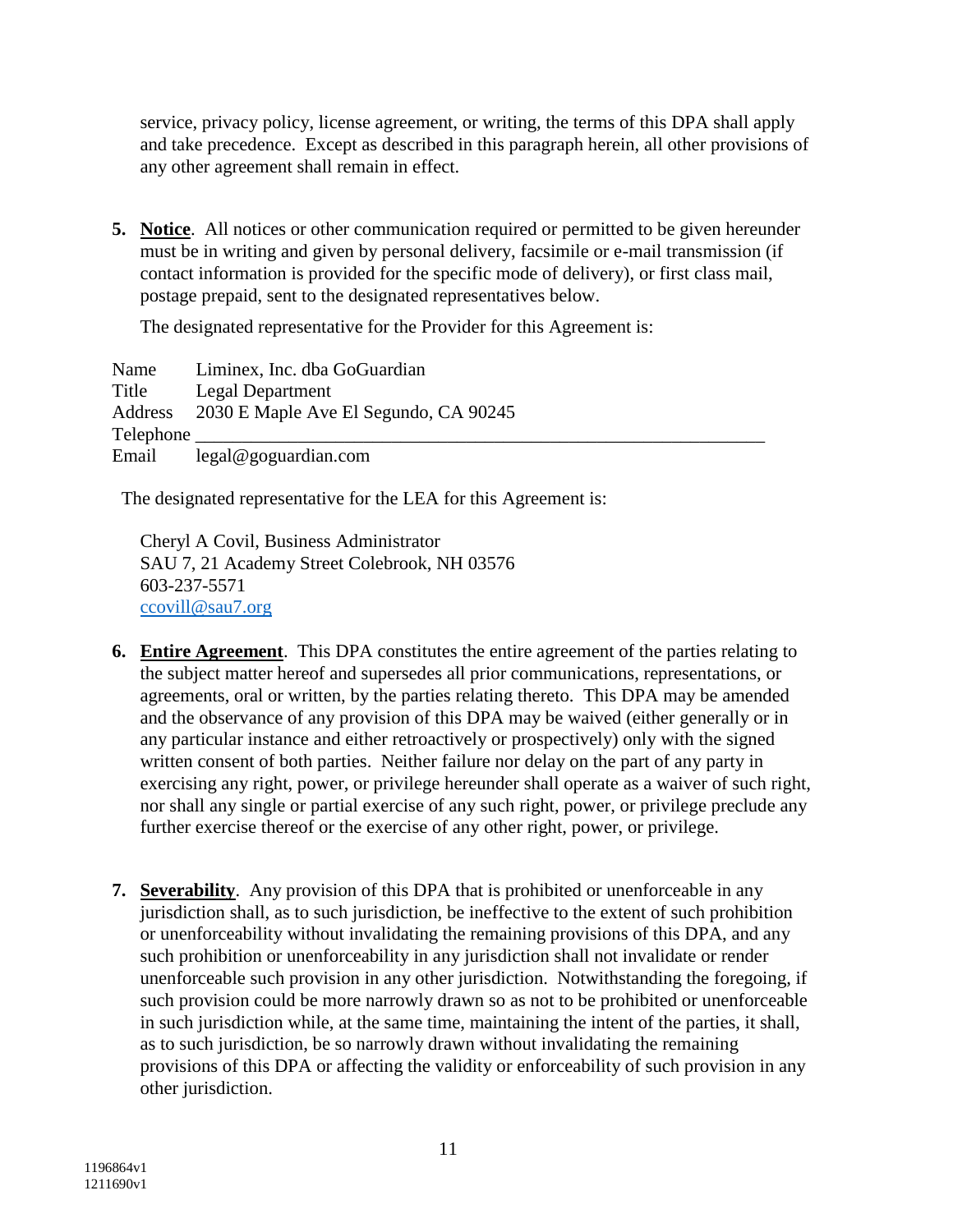service, privacy policy, license agreement, or writing, the terms of this DPA shall apply and take precedence. Except as described in this paragraph herein, all other provisions of any other agreement shall remain in effect.

5. **Notice**. All notices or other communication required or permitted to be given hereunder must be in writing and given by personal delivery, facsimile or e-mail transmission (if contact information is provided for the specific mode of delivery), or first class mail, postage prepaid, sent to the designated representatives below.

   The designated representative for the Provider for this Agreement is:

Name Liminex, Inc. dba GoGuardian
Title Legal Department
Address 2030 E Maple Ave El Segundo, CA 90245
Telephone ______________________________________________________________
Email legal@goguardian.com

The designated representative for the LEA for this Agreement is:

Cheryl A Covil, Business Administrator
SAU 7, 21 Academy Street Colebrook, NH 03576
603-237-5571
ccovill@sau7.org

6. **Entire Agreement**. This DPA constitutes the entire agreement of the parties relating to the subject matter hereof and supersedes all prior communications, representations, or agreements, oral or written, by the parties relating thereto. This DPA may be amended and the observance of any provision of this DPA may be waived (either generally or in any particular instance and either retroactively or prospectively) only with the signed written consent of both parties. Neither failure nor delay on the part of any party in exercising any right, power, or privilege hereunder shall operate as a waiver of such right, nor shall any single or partial exercise of any such right, power, or privilege preclude any further exercise thereof or the exercise of any other right, power, or privilege.

7. **Severability**. Any provision of this DPA that is prohibited or unenforceable in any jurisdiction shall, as to such jurisdiction, be ineffective to the extent of such prohibition or unenforceability without invalidating the remaining provisions of this DPA, and any such prohibition or unenforceability in any jurisdiction shall not invalidate or render unenforceable such provision in any other jurisdiction. Notwithstanding the foregoing, if such provision could be more narrowly drawn so as not to be prohibited or unenforceable in such jurisdiction while, at the same time, maintaining the intent of the parties, it shall, as to such jurisdiction, be so narrowly drawn without invalidating the remaining provisions of this DPA or affecting the validity or enforceability of such provision in any other jurisdiction.

1196864v1
1211690v1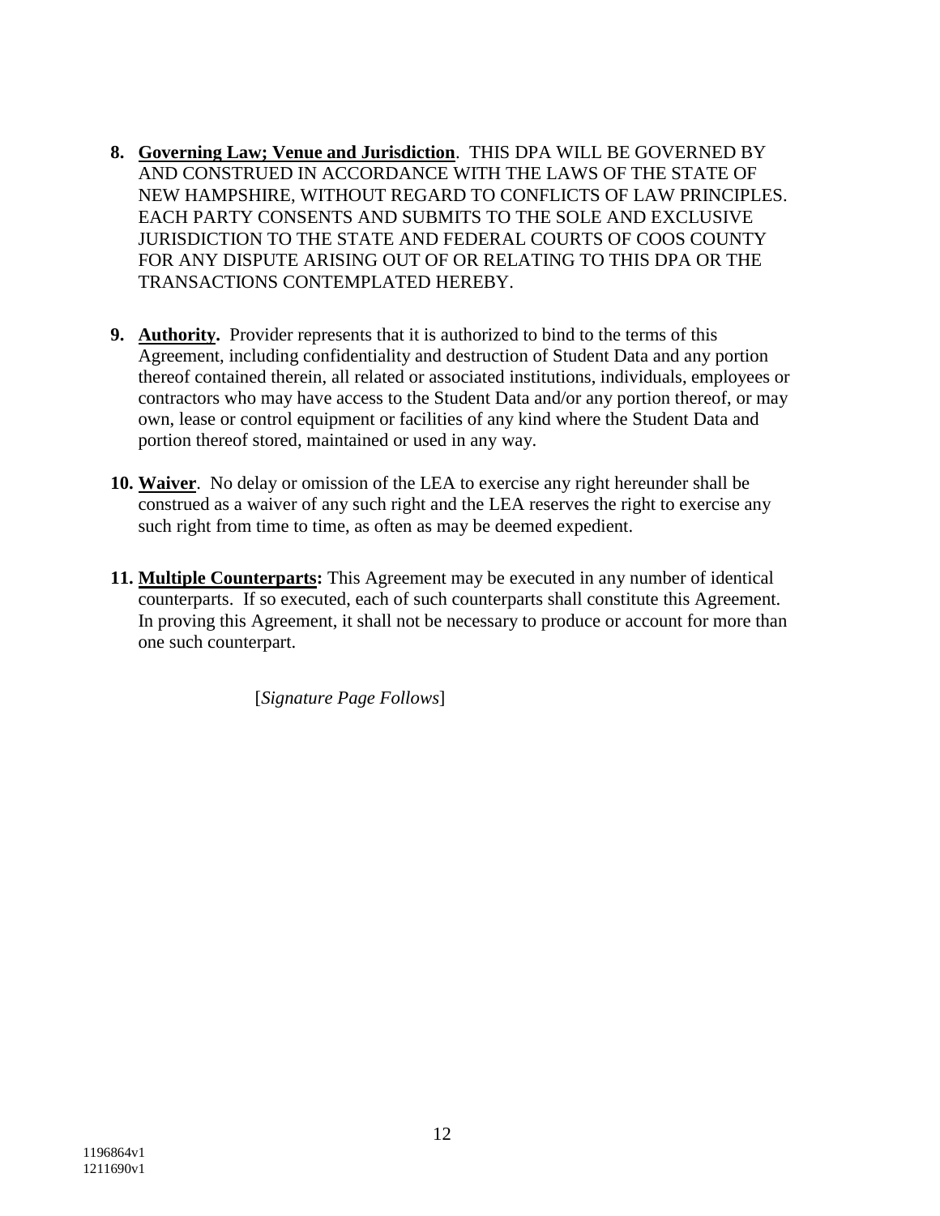8. **Governing Law; Venue and Jurisdiction**. THIS DPA WILL BE GOVERNED BY AND CONSTRUED IN ACCORDANCE WITH THE LAWS OF THE STATE OF NEW HAMPSHIRE, WITHOUT REGARD TO CONFLICTS OF LAW PRINCIPLES. EACH PARTY CONSENTS AND SUBMITS TO THE SOLE AND EXCLUSIVE JURISDICTION TO THE STATE AND FEDERAL COURTS OF COOS COUNTY FOR ANY DISPUTE ARISING OUT OF OR RELATING TO THIS DPA OR THE TRANSACTIONS CONTEMPLATED HEREBY.

9. **Authority.** Provider represents that it is authorized to bind to the terms of this Agreement, including confidentiality and destruction of Student Data and any portion thereof contained therein, all related or associated institutions, individuals, employees or contractors who may have access to the Student Data and/or any portion thereof, or may own, lease or control equipment or facilities of any kind where the Student Data and portion thereof stored, maintained or used in any way.

10. **Waiver**. No delay or omission of the LEA to exercise any right hereunder shall be construed as a waiver of any such right and the LEA reserves the right to exercise any such right from time to time, as often as may be deemed expedient.

11. **Multiple Counterparts:** This Agreement may be executed in any number of identical counterparts. If so executed, each of such counterparts shall constitute this Agreement. In proving this Agreement, it shall not be necessary to produce or account for more than one such counterpart.

[*Signature Page Follows*]

1196864v1
1211690v1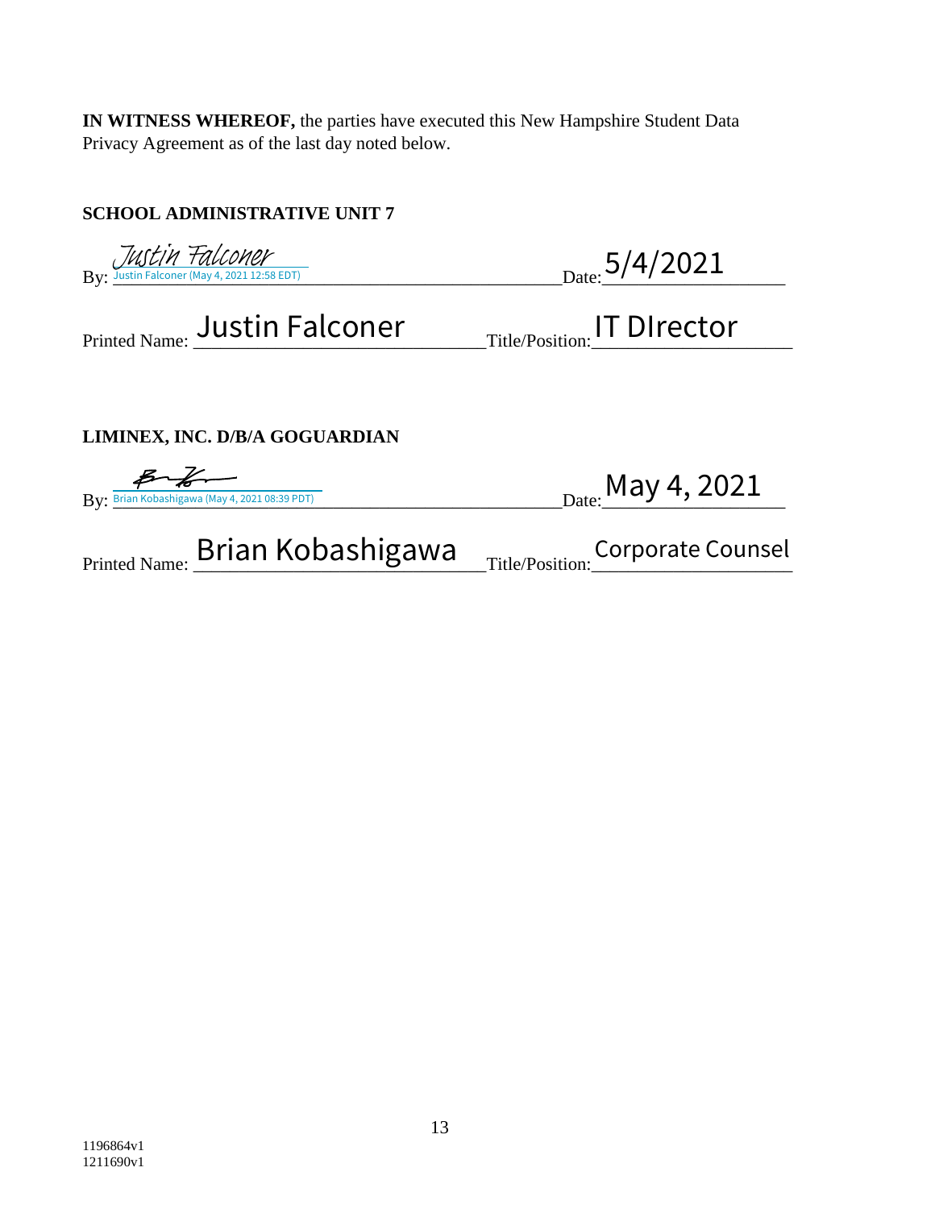**IN WITNESS WHEREOF,** the parties have executed this New Hampshire Student Data Privacy Agreement as of the last day noted below.

**SCHOOL ADMINISTRATIVE UNIT 7**

By: Justin Falconer
Justin Falconer (May 4, 2021 12:58 EDT)

Date: 5/4/2021

Printed Name: Justin Falconer    Title/Position: IT DIrector

**LIMINEX, INC. D/B/A GOGUARDIAN**

By: Brian Kobashigawa (May 4, 2021 08:39 PDT)

Date: May 4, 2021

Printed Name: Brian Kobashigawa    Title/Position: Corporate Counsel

1196864v1
1211690v1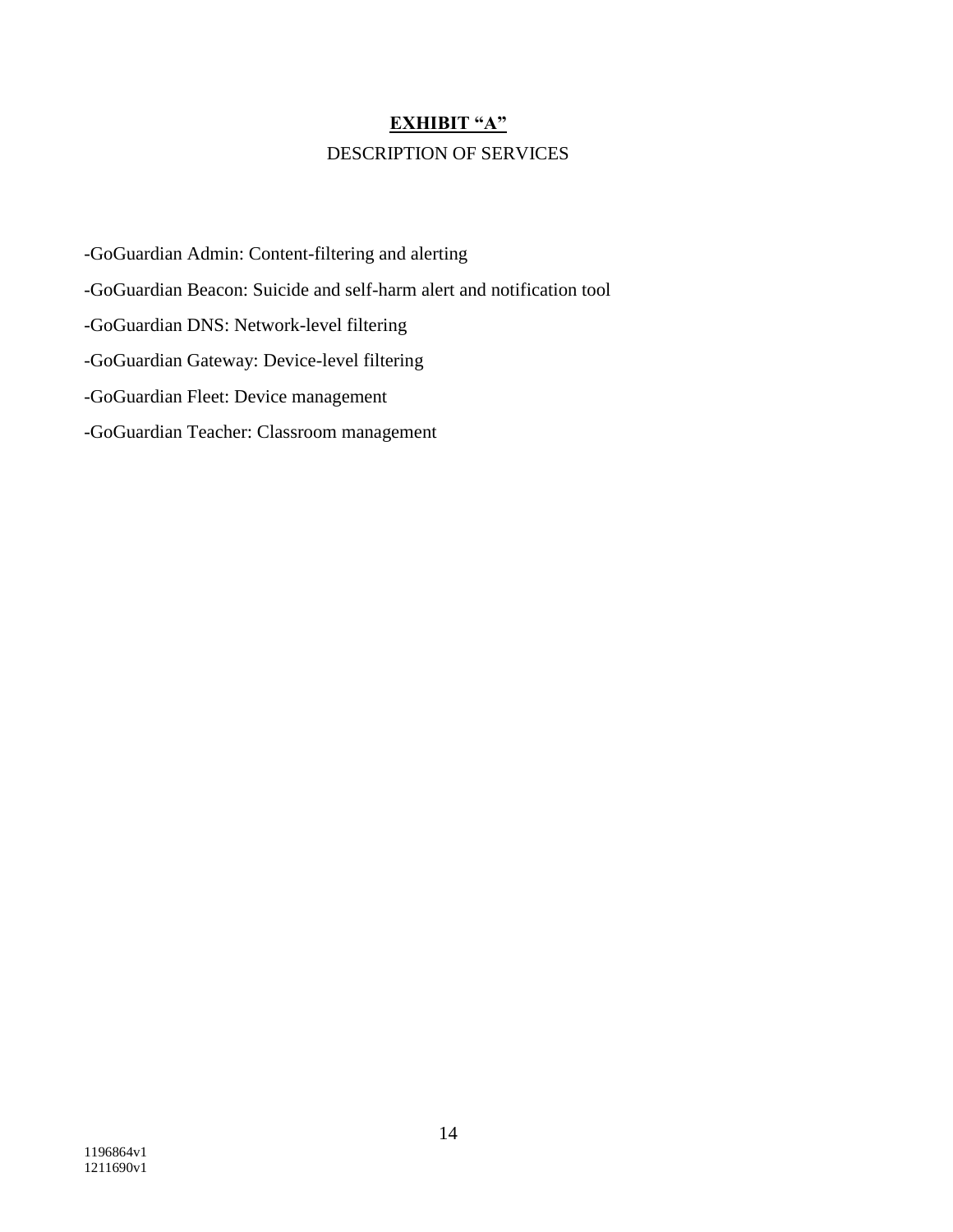## EXHIBIT "A"

DESCRIPTION OF SERVICES

-GoGuardian Admin: Content-filtering and alerting

-GoGuardian Beacon: Suicide and self-harm alert and notification tool

-GoGuardian DNS: Network-level filtering

-GoGuardian Gateway: Device-level filtering

-GoGuardian Fleet: Device management

-GoGuardian Teacher: Classroom management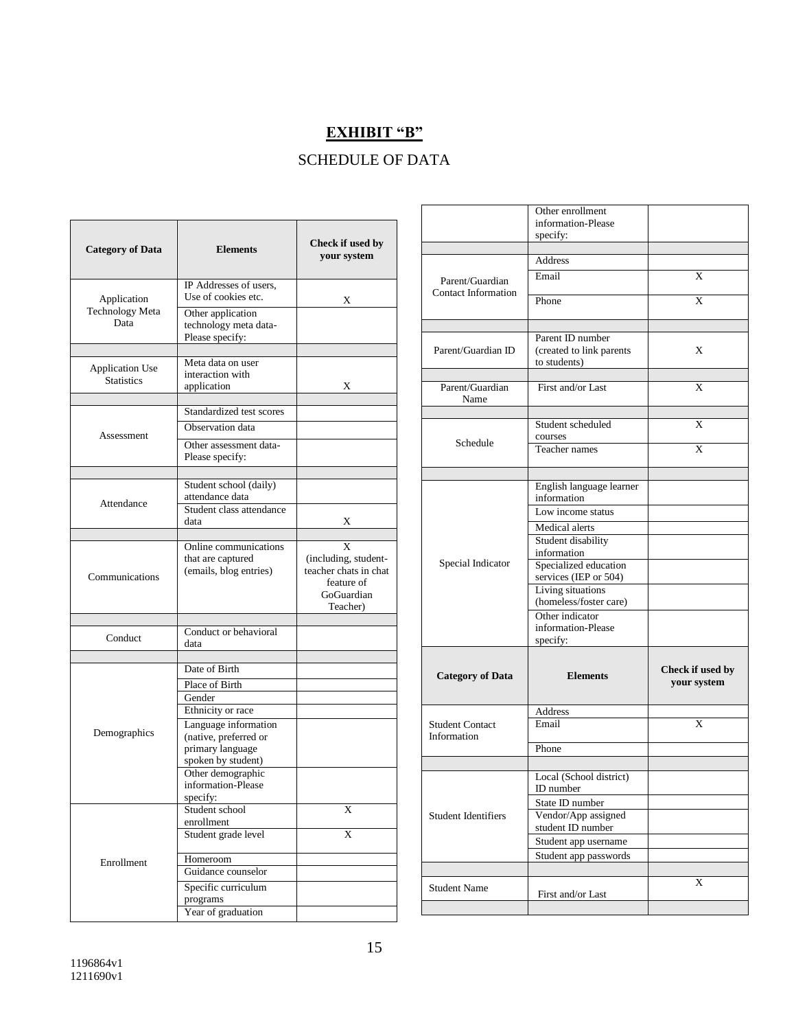# EXHIBIT "B"

## SCHEDULE OF DATA

| Category of Data | Elements | Check if used by your system |
|---|---|---|
| Application Technology Meta Data | IP Addresses of users, Use of cookies etc. | X |
| | Other application technology meta data-Please specify: | |
| | | |
| Application Use Statistics | Meta data on user interaction with application | X |
| | | |
| Assessment | Standardized test scores | |
| | Observation data | |
| | Other assessment data-Please specify: | |
| | | |
| Attendance | Student school (daily) attendance data | |
| | Student class attendance data | X |
| | | |
| Communications | Online communications that are captured (emails, blog entries) | X (including, student-teacher chats in chat feature of GoGuardian Teacher) |
| | | |
| Conduct | Conduct or behavioral data | |
| | | |
| Demographics | Date of Birth | |
| | Place of Birth | |
| | Gender | |
| | Ethnicity or race | |
| | Language information (native, preferred or primary language spoken by student) | |
| | Other demographic information-Please specify: | |
| Enrollment | Student school enrollment | X |
| | Student grade level | X |
| | Homeroom | |
| | Guidance counselor | |
| | Specific curriculum programs | |
| | Year of graduation | |
| | Other enrollment information-Please specify: | |
| | | |
| Parent/Guardian Contact Information | Address | |
| | Email | X |
| | Phone | X |
| | | |
| Parent/Guardian ID | Parent ID number (created to link parents to students) | X |
| | | |
| Parent/Guardian Name | First and/or Last | X |
| | | |
| Schedule | Student scheduled courses | X |
| | Teacher names | X |
| | | |
| Special Indicator | English language learner information | |
| | Low income status | |
| | Medical alerts | |
| | Student disability information | |
| | Specialized education services (IEP or 504) | |
| | Living situations (homeless/foster care) | |
| | Other indicator information-Please specify: | |

| Category of Data | Elements | Check if used by your system |
|---|---|---|
| Student Contact Information | Address | |
| | Email | X |
| | Phone | |
| | | |
| Student Identifiers | Local (School district) ID number | |
| | State ID number | |
| | Vendor/App assigned student ID number | |
| | Student app username | |
| | Student app passwords | |
| | | |
| Student Name | First and/or Last | X |
| | | |

1196864v1
1211690v1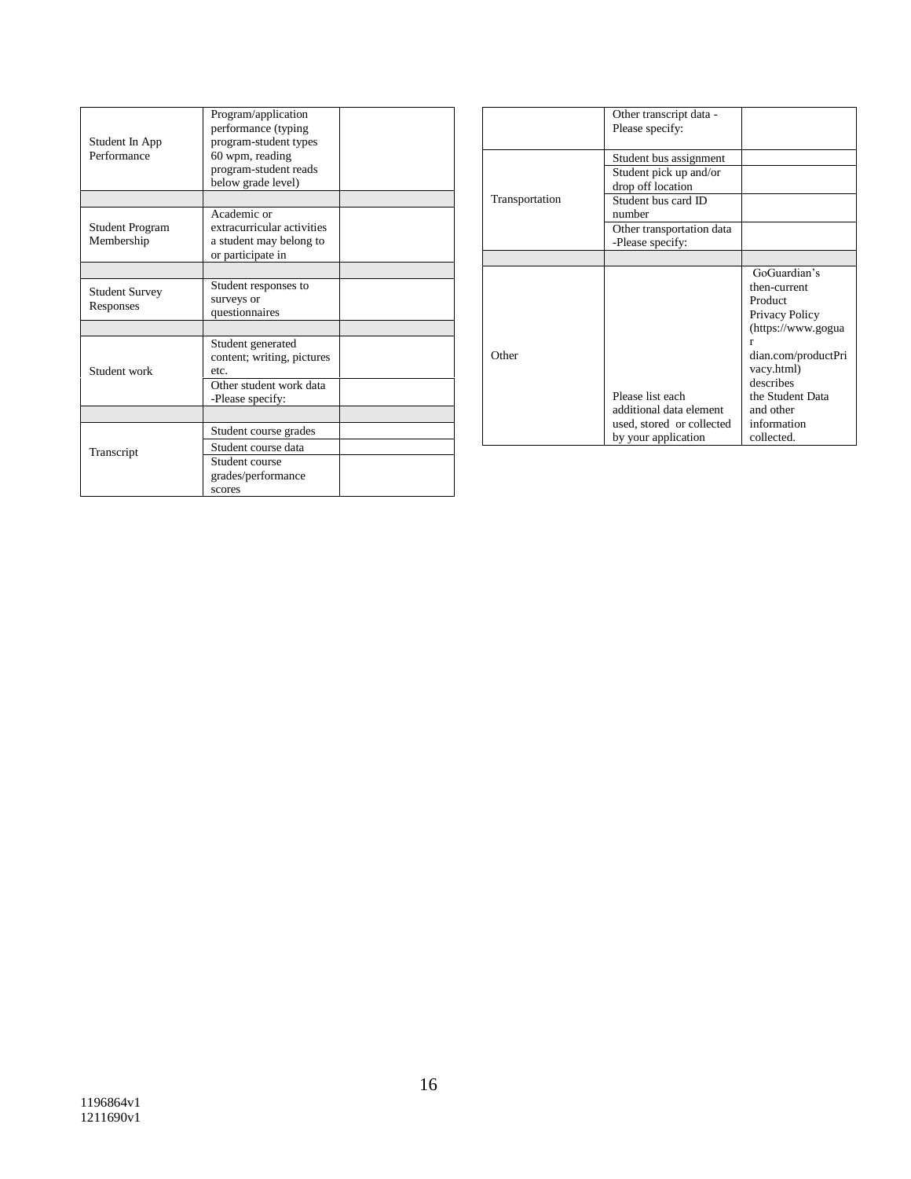| | | |
|---|---|---|
| Student In App Performance | Program/application performance (typing program-student types 60 wpm, reading program-student reads below grade level) | |
| | | |
| Student Program Membership | Academic or extracurricular activities a student may belong to or participate in | |
| | | |
| Student Survey Responses | Student responses to surveys or questionnaires | |
| | | |
| Student work | Student generated content; writing, pictures etc. | |
| | Other student work data -Please specify: | |
| | | |
| Transcript | Student course grades | |
| | Student course data | |
| | Student course grades/performance scores | |
| | Other transcript data - Please specify: | |
| | | |
| Transportation | Student bus assignment | |
| | Student pick up and/or drop off location | |
| | Student bus card ID number | |
| | Other transportation data -Please specify: | |
| | | |
| Other | Please list each additional data element used, stored or collected by your application | GoGuardian's then-current Product Privacy Policy (https://www.goguardian.com/productPrivacy.html) describes the Student Data and other information collected. |

1196864v1
1211690v1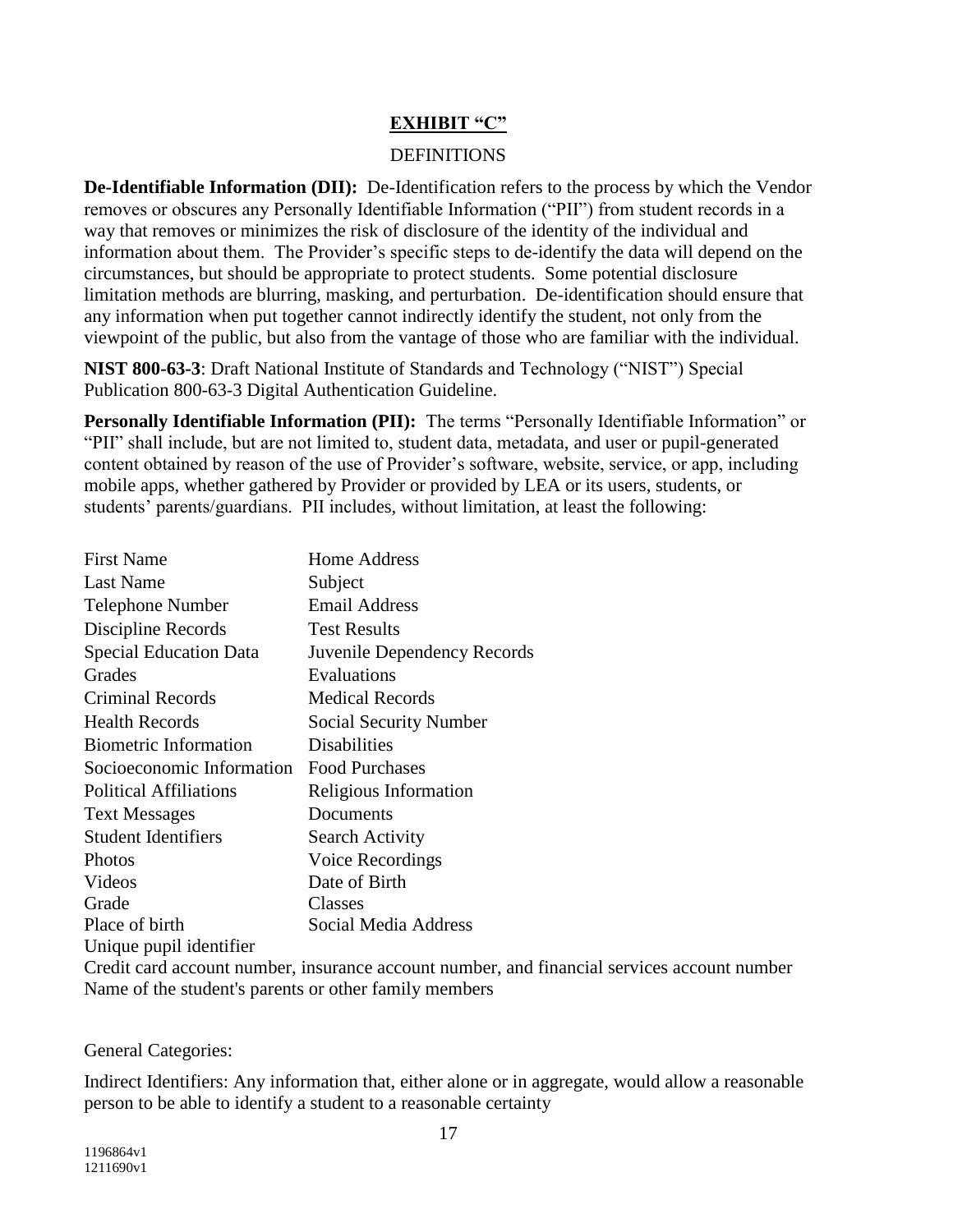## EXHIBIT "C"

DEFINITIONS

**De-Identifiable Information (DII):** De-Identification refers to the process by which the Vendor removes or obscures any Personally Identifiable Information ("PII") from student records in a way that removes or minimizes the risk of disclosure of the identity of the individual and information about them. The Provider's specific steps to de-identify the data will depend on the circumstances, but should be appropriate to protect students. Some potential disclosure limitation methods are blurring, masking, and perturbation. De-identification should ensure that any information when put together cannot indirectly identify the student, not only from the viewpoint of the public, but also from the vantage of those who are familiar with the individual.

**NIST 800-63-3**: Draft National Institute of Standards and Technology ("NIST") Special Publication 800-63-3 Digital Authentication Guideline.

**Personally Identifiable Information (PII):** The terms "Personally Identifiable Information" or "PII" shall include, but are not limited to, student data, metadata, and user or pupil-generated content obtained by reason of the use of Provider's software, website, service, or app, including mobile apps, whether gathered by Provider or provided by LEA or its users, students, or students' parents/guardians. PII includes, without limitation, at least the following:

| | |
|---|---|
| First Name | Home Address |
| Last Name | Subject |
| Telephone Number | Email Address |
| Discipline Records | Test Results |
| Special Education Data | Juvenile Dependency Records |
| Grades | Evaluations |
| Criminal Records | Medical Records |
| Health Records | Social Security Number |
| Biometric Information | Disabilities |
| Socioeconomic Information | Food Purchases |
| Political Affiliations | Religious Information |
| Text Messages | Documents |
| Student Identifiers | Search Activity |
| Photos | Voice Recordings |
| Videos | Date of Birth |
| Grade | Classes |
| Place of birth | Social Media Address |
| Unique pupil identifier | |

Credit card account number, insurance account number, and financial services account number

Name of the student's parents or other family members

General Categories:

Indirect Identifiers: Any information that, either alone or in aggregate, would allow a reasonable person to be able to identify a student to a reasonable certainty

1196864v1
1211690v1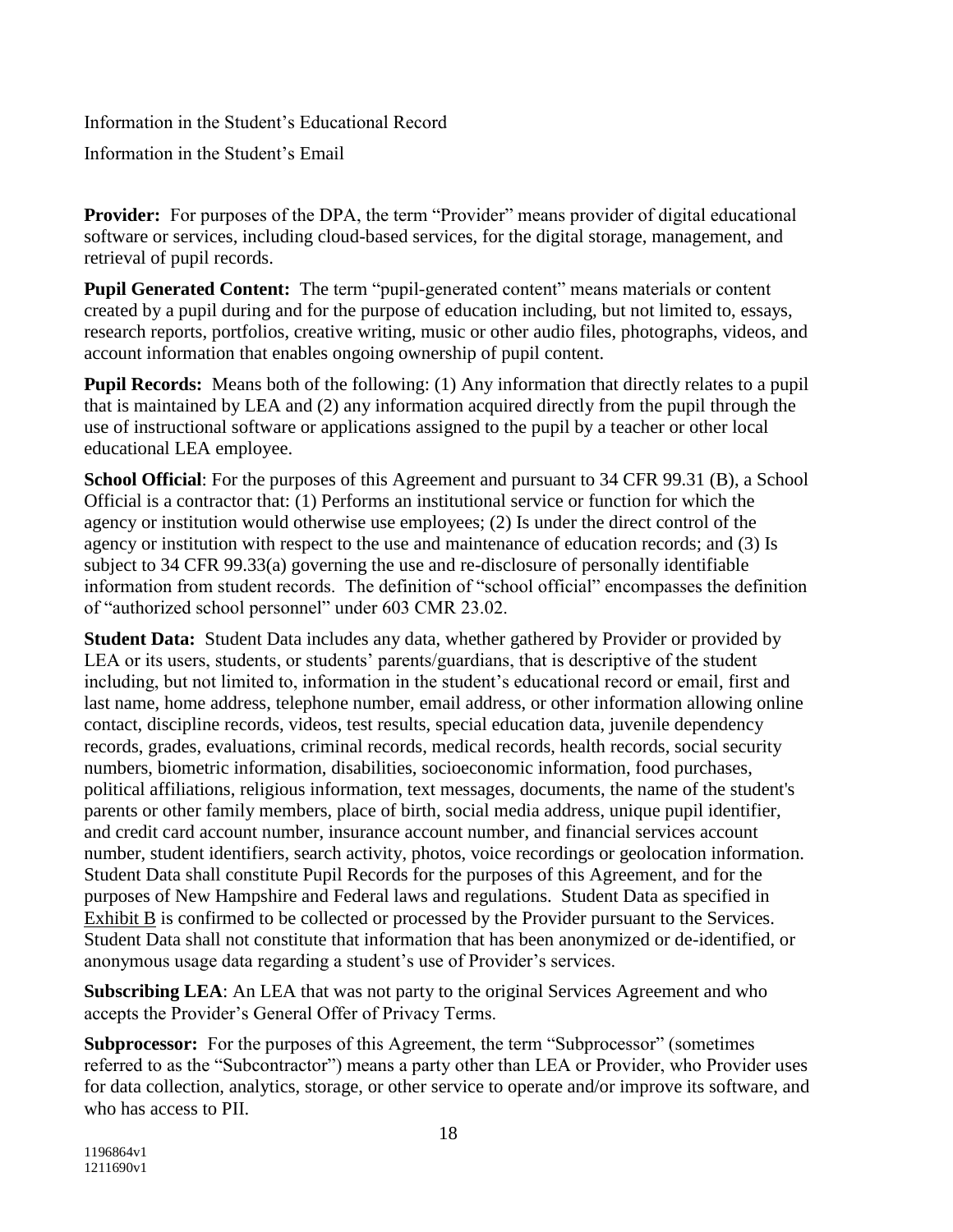Information in the Student's Educational Record

Information in the Student's Email

**Provider:** For purposes of the DPA, the term "Provider" means provider of digital educational software or services, including cloud-based services, for the digital storage, management, and retrieval of pupil records.

**Pupil Generated Content:** The term "pupil-generated content" means materials or content created by a pupil during and for the purpose of education including, but not limited to, essays, research reports, portfolios, creative writing, music or other audio files, photographs, videos, and account information that enables ongoing ownership of pupil content.

**Pupil Records:** Means both of the following: (1) Any information that directly relates to a pupil that is maintained by LEA and (2) any information acquired directly from the pupil through the use of instructional software or applications assigned to the pupil by a teacher or other local educational LEA employee.

**School Official**: For the purposes of this Agreement and pursuant to 34 CFR 99.31 (B), a School Official is a contractor that: (1) Performs an institutional service or function for which the agency or institution would otherwise use employees; (2) Is under the direct control of the agency or institution with respect to the use and maintenance of education records; and (3) Is subject to 34 CFR 99.33(a) governing the use and re-disclosure of personally identifiable information from student records. The definition of "school official" encompasses the definition of "authorized school personnel" under 603 CMR 23.02.

**Student Data:** Student Data includes any data, whether gathered by Provider or provided by LEA or its users, students, or students' parents/guardians, that is descriptive of the student including, but not limited to, information in the student's educational record or email, first and last name, home address, telephone number, email address, or other information allowing online contact, discipline records, videos, test results, special education data, juvenile dependency records, grades, evaluations, criminal records, medical records, health records, social security numbers, biometric information, disabilities, socioeconomic information, food purchases, political affiliations, religious information, text messages, documents, the name of the student's parents or other family members, place of birth, social media address, unique pupil identifier, and credit card account number, insurance account number, and financial services account number, student identifiers, search activity, photos, voice recordings or geolocation information. Student Data shall constitute Pupil Records for the purposes of this Agreement, and for the purposes of New Hampshire and Federal laws and regulations. Student Data as specified in Exhibit B is confirmed to be collected or processed by the Provider pursuant to the Services. Student Data shall not constitute that information that has been anonymized or de-identified, or anonymous usage data regarding a student's use of Provider's services.

**Subscribing LEA**: An LEA that was not party to the original Services Agreement and who accepts the Provider's General Offer of Privacy Terms.

**Subprocessor:** For the purposes of this Agreement, the term "Subprocessor" (sometimes referred to as the "Subcontractor") means a party other than LEA or Provider, who Provider uses for data collection, analytics, storage, or other service to operate and/or improve its software, and who has access to PII.

1196864v1
1211690v1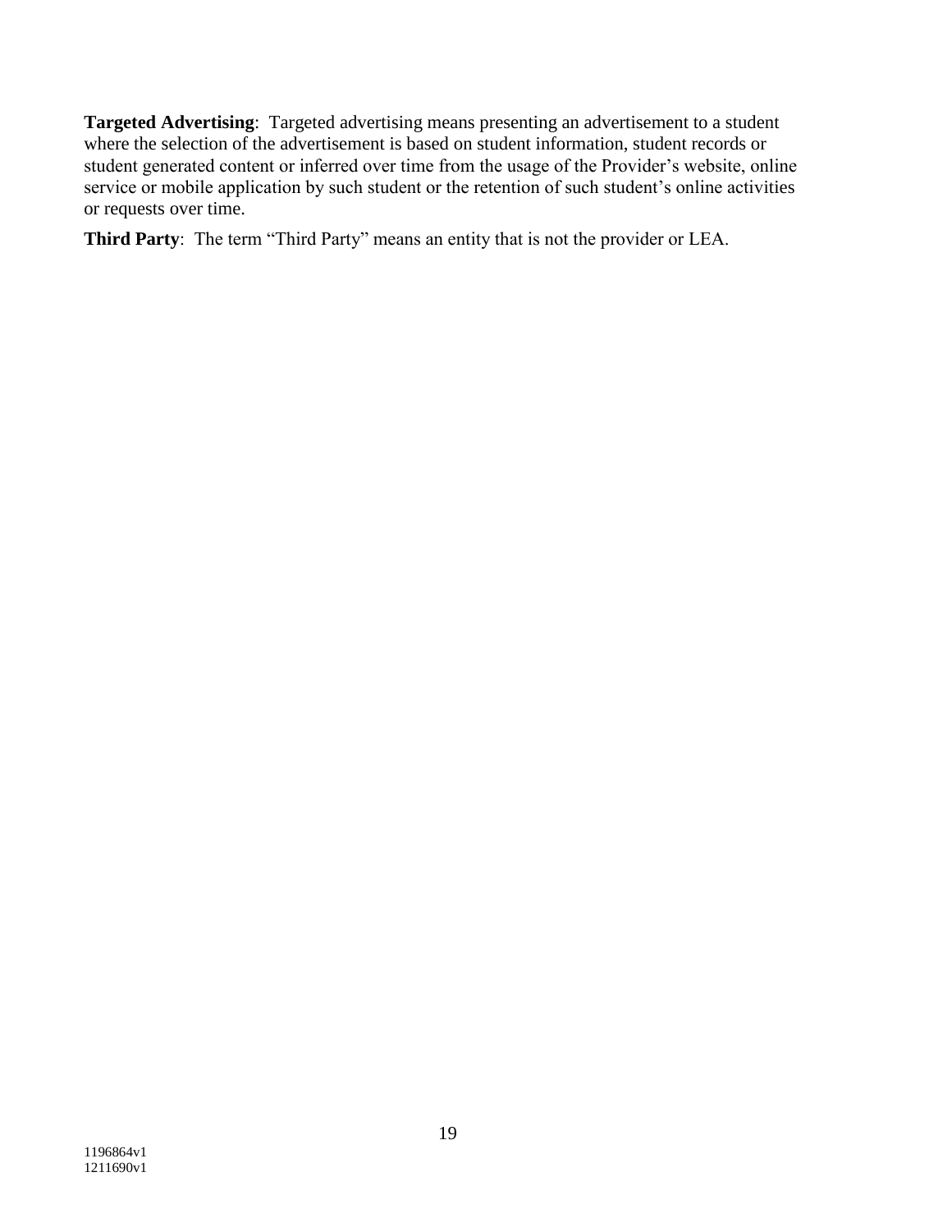**Targeted Advertising**:  Targeted advertising means presenting an advertisement to a student where the selection of the advertisement is based on student information, student records or student generated content or inferred over time from the usage of the Provider's website, online service or mobile application by such student or the retention of such student's online activities or requests over time.

**Third Party**:  The term "Third Party" means an entity that is not the provider or LEA.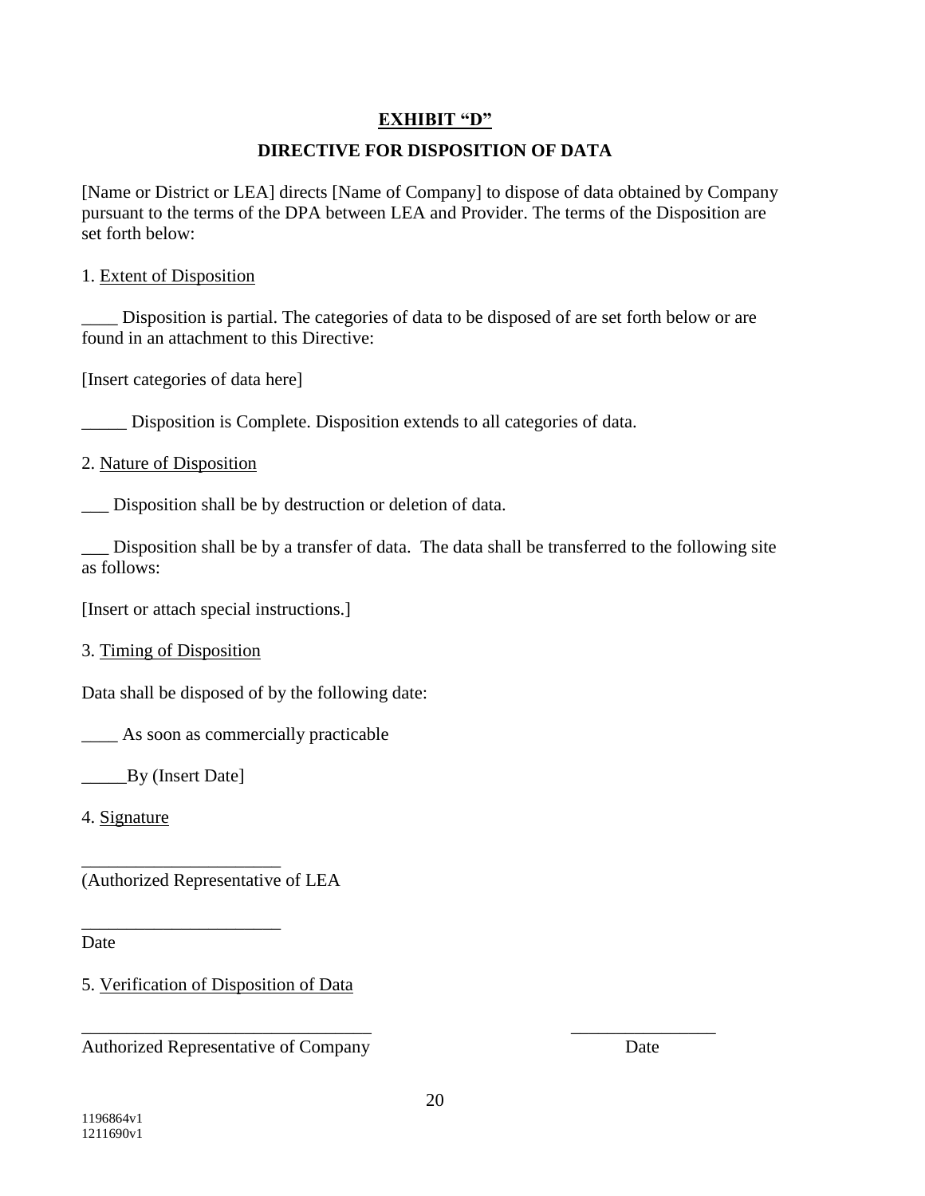## **EXHIBIT "D"**

## **DIRECTIVE FOR DISPOSITION OF DATA**

[Name or District or LEA] directs [Name of Company] to dispose of data obtained by Company pursuant to the terms of the DPA between LEA and Provider. The terms of the Disposition are set forth below:

1. Extent of Disposition

____ Disposition is partial. The categories of data to be disposed of are set forth below or are found in an attachment to this Directive:

[Insert categories of data here]

_____ Disposition is Complete. Disposition extends to all categories of data.

2. Nature of Disposition

___ Disposition shall be by destruction or deletion of data.

___ Disposition shall be by a transfer of data. The data shall be transferred to the following site as follows:

[Insert or attach special instructions.]

3. Timing of Disposition

Data shall be disposed of by the following date:

____ As soon as commercially practicable

_____By (Insert Date]

4. Signature

______________________
(Authorized Representative of LEA

______________________
Date

5. Verification of Disposition of Data

________________________________ ________________
Authorized Representative of Company Date

1196864v1
1211690v1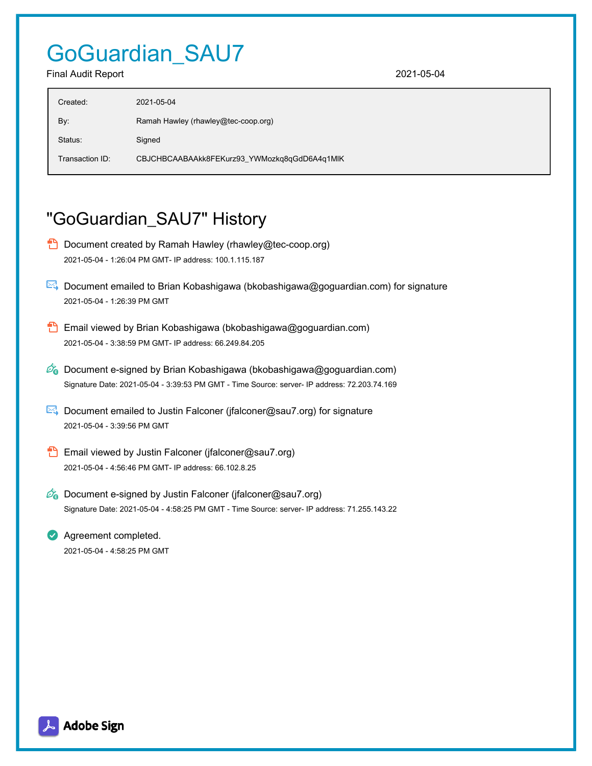# GoGuardian_SAU7

Final Audit Report 2021-05-04

| | |
|---|---|
| Created: | 2021-05-04 |
| By: | Ramah Hawley (rhawley@tec-coop.org) |
| Status: | Signed |
| Transaction ID: | CBJCHBCAABAAkk8FEKurz93_YWMozkq8qGdD6A4q1MlK |

## "GoGuardian_SAU7" History

Document created by Ramah Hawley (rhawley@tec-coop.org)
2021-05-04 - 1:26:04 PM GMT- IP address: 100.1.115.187

Document emailed to Brian Kobashigawa (bkobashigawa@goguardian.com) for signature
2021-05-04 - 1:26:39 PM GMT

Email viewed by Brian Kobashigawa (bkobashigawa@goguardian.com)
2021-05-04 - 3:38:59 PM GMT- IP address: 66.249.84.205

Document e-signed by Brian Kobashigawa (bkobashigawa@goguardian.com)
Signature Date: 2021-05-04 - 3:39:53 PM GMT - Time Source: server- IP address: 72.203.74.169

Document emailed to Justin Falconer (jfalconer@sau7.org) for signature
2021-05-04 - 3:39:56 PM GMT

Email viewed by Justin Falconer (jfalconer@sau7.org)
2021-05-04 - 4:56:46 PM GMT- IP address: 66.102.8.25

Document e-signed by Justin Falconer (jfalconer@sau7.org)
Signature Date: 2021-05-04 - 4:58:25 PM GMT - Time Source: server- IP address: 71.255.143.22

Agreement completed.
2021-05-04 - 4:58:25 PM GMT

Adobe Sign